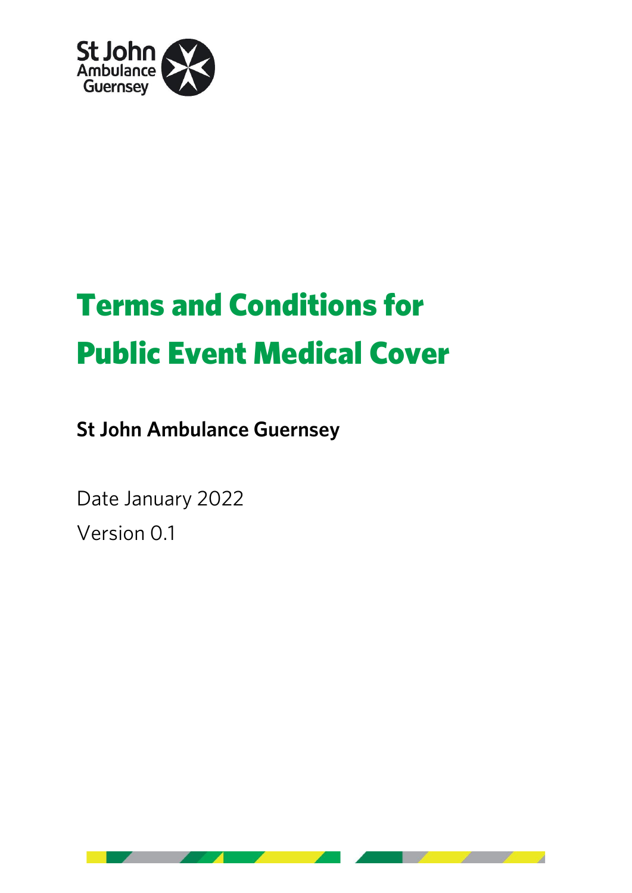# Terms and Conditions for Public Event Medical Cover

**St John Ambulance Guernsey**

Date January 2022

Version 0.1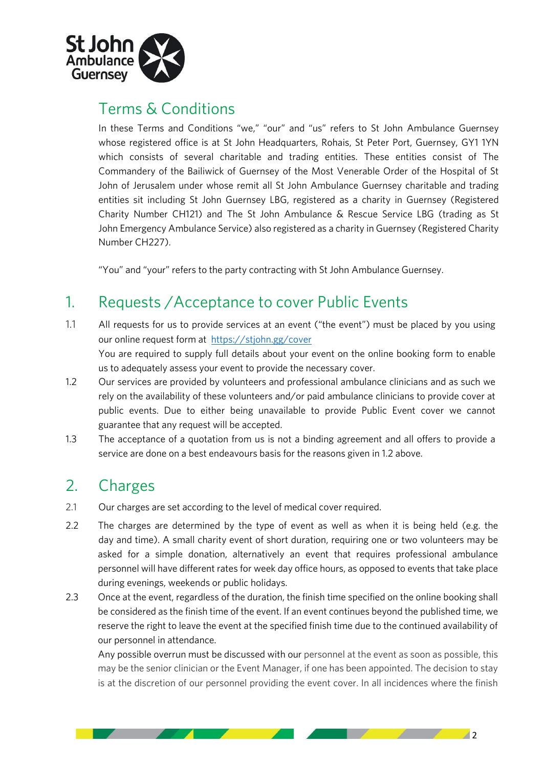# Terms & Conditions

In these Terms and Conditions "we," "our" and "us" refers to St John Ambulance Guernsey whose registered office is at St John Headquarters, Rohais, St Peter Port, Guernsey, GY1 1YN which consists of several charitable and trading entities. These entities consist of The Commandery of the Bailiwick of Guernsey of the Most Venerable Order of the Hospital of St John of Jerusalem under whose remit all St John Ambulance Guernsey charitable and trading entities sit including St John Guernsey LBG, registered as a charity in Guernsey (Registered Charity Number CH121) and The St John Ambulance & Rescue Service LBG (trading as St John Emergency Ambulance Service) also registered as a charity in Guernsey (Registered Charity Number CH227).

"You" and "your" refers to the party contracting with St John Ambulance Guernsey.

## 1. Requests / Acceptance to cover Public Events

1.1 All requests for us to provide services at an event ("the event") must be placed by you using our online request form at https://stjohn.gg/cover
You are required to supply full details about your event on the online booking form to enable us to adequately assess your event to provide the necessary cover.

1.2 Our services are provided by volunteers and professional ambulance clinicians and as such we rely on the availability of these volunteers and/or paid ambulance clinicians to provide cover at public events. Due to either being unavailable to provide Public Event cover we cannot guarantee that any request will be accepted.

1.3 The acceptance of a quotation from us is not a binding agreement and all offers to provide a service are done on a best endeavours basis for the reasons given in 1.2 above.

## 2. Charges

2.1 Our charges are set according to the level of medical cover required.

2.2 The charges are determined by the type of event as well as when it is being held (e.g. the day and time). A small charity event of short duration, requiring one or two volunteers may be asked for a simple donation, alternatively an event that requires professional ambulance personnel will have different rates for week day office hours, as opposed to events that take place during evenings, weekends or public holidays.

2.3 Once at the event, regardless of the duration, the finish time specified on the online booking shall be considered as the finish time of the event. If an event continues beyond the published time, we reserve the right to leave the event at the specified finish time due to the continued availability of our personnel in attendance.
Any possible overrun must be discussed with our personnel at the event as soon as possible, this may be the senior clinician or the Event Manager, if one has been appointed. The decision to stay is at the discretion of our personnel providing the event cover. In all incidences where the finish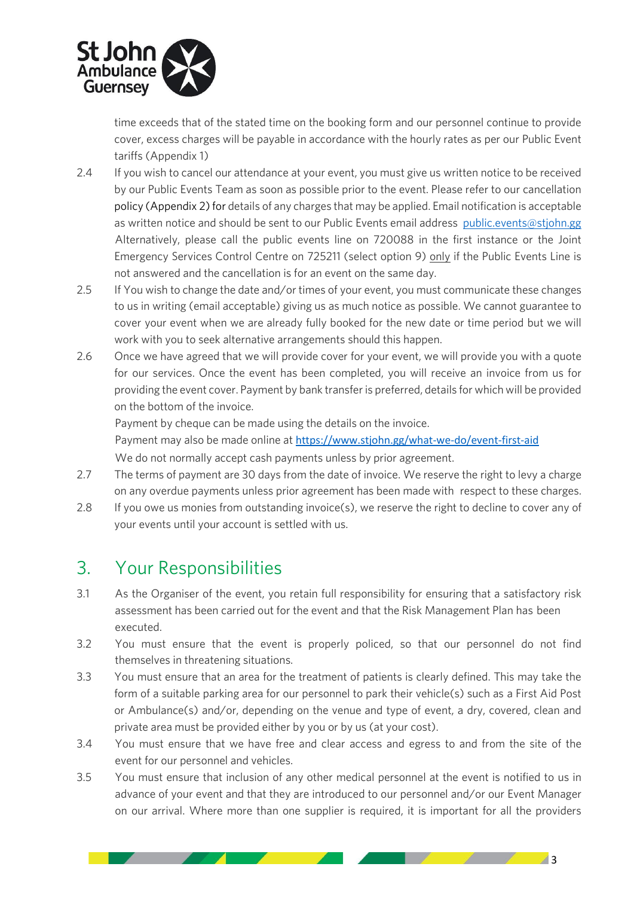time exceeds that of the stated time on the booking form and our personnel continue to provide cover, excess charges will be payable in accordance with the hourly rates as per our Public Event tariffs (Appendix 1)

2.4 If you wish to cancel our attendance at your event, you must give us written notice to be received by our Public Events Team as soon as possible prior to the event. Please refer to our cancellation policy (Appendix 2) for details of any charges that may be applied. Email notification is acceptable as written notice and should be sent to our Public Events email address [public.events@stjohn.gg](mailto:public.events@stjohn.gg) Alternatively, please call the public events line on 720088 in the first instance or the Joint Emergency Services Control Centre on 725211 (select option 9) only if the Public Events Line is not answered and the cancellation is for an event on the same day.

2.5 If You wish to change the date and/or times of your event, you must communicate these changes to us in writing (email acceptable) giving us as much notice as possible. We cannot guarantee to cover your event when we are already fully booked for the new date or time period but we will work with you to seek alternative arrangements should this happen.

2.6 Once we have agreed that we will provide cover for your event, we will provide you with a quote for our services. Once the event has been completed, you will receive an invoice from us for providing the event cover. Payment by bank transfer is preferred, details for which will be provided on the bottom of the invoice.

Payment by cheque can be made using the details on the invoice.

Payment may also be made online at [https://www.stjohn.gg/what-we-do/event-first-aid](https://www.stjohn.gg/what-we-do/event-first-aid)

We do not normally accept cash payments unless by prior agreement.

2.7 The terms of payment are 30 days from the date of invoice. We reserve the right to levy a charge on any overdue payments unless prior agreement has been made with respect to these charges.

2.8 If you owe us monies from outstanding invoice(s), we reserve the right to decline to cover any of your events until your account is settled with us.

## 3. Your Responsibilities

3.1 As the Organiser of the event, you retain full responsibility for ensuring that a satisfactory risk assessment has been carried out for the event and that the Risk Management Plan has been executed.

3.2 You must ensure that the event is properly policed, so that our personnel do not find themselves in threatening situations.

3.3 You must ensure that an area for the treatment of patients is clearly defined. This may take the form of a suitable parking area for our personnel to park their vehicle(s) such as a First Aid Post or Ambulance(s) and/or, depending on the venue and type of event, a dry, covered, clean and private area must be provided either by you or by us (at your cost).

3.4 You must ensure that we have free and clear access and egress to and from the site of the event for our personnel and vehicles.

3.5 You must ensure that inclusion of any other medical personnel at the event is notified to us in advance of your event and that they are introduced to our personnel and/or our Event Manager on our arrival. Where more than one supplier is required, it is important for all the providers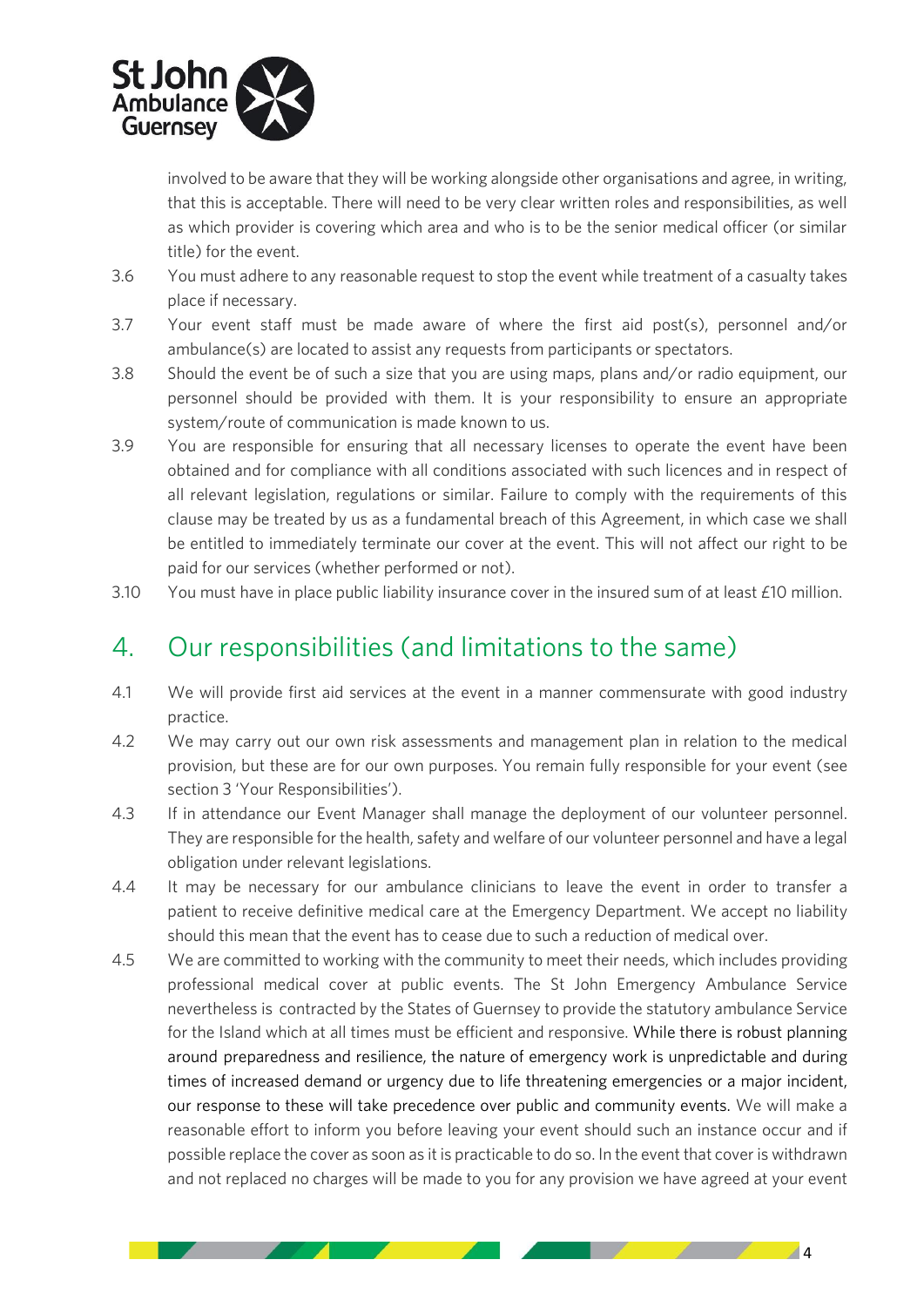involved to be aware that they will be working alongside other organisations and agree, in writing, that this is acceptable. There will need to be very clear written roles and responsibilities, as well as which provider is covering which area and who is to be the senior medical officer (or similar title) for the event.

3.6 You must adhere to any reasonable request to stop the event while treatment of a casualty takes place if necessary.

3.7 Your event staff must be made aware of where the first aid post(s), personnel and/or ambulance(s) are located to assist any requests from participants or spectators.

3.8 Should the event be of such a size that you are using maps, plans and/or radio equipment, our personnel should be provided with them. It is your responsibility to ensure an appropriate system/route of communication is made known to us.

3.9 You are responsible for ensuring that all necessary licenses to operate the event have been obtained and for compliance with all conditions associated with such licences and in respect of all relevant legislation, regulations or similar. Failure to comply with the requirements of this clause may be treated by us as a fundamental breach of this Agreement, in which case we shall be entitled to immediately terminate our cover at the event. This will not affect our right to be paid for our services (whether performed or not).

3.10 You must have in place public liability insurance cover in the insured sum of at least £10 million.

## 4. Our responsibilities (and limitations to the same)

4.1 We will provide first aid services at the event in a manner commensurate with good industry practice.

4.2 We may carry out our own risk assessments and management plan in relation to the medical provision, but these are for our own purposes. You remain fully responsible for your event (see section 3 'Your Responsibilities').

4.3 If in attendance our Event Manager shall manage the deployment of our volunteer personnel. They are responsible for the health, safety and welfare of our volunteer personnel and have a legal obligation under relevant legislations.

4.4 It may be necessary for our ambulance clinicians to leave the event in order to transfer a patient to receive definitive medical care at the Emergency Department. We accept no liability should this mean that the event has to cease due to such a reduction of medical over.

4.5 We are committed to working with the community to meet their needs, which includes providing professional medical cover at public events. The St John Emergency Ambulance Service nevertheless is contracted by the States of Guernsey to provide the statutory ambulance Service for the Island which at all times must be efficient and responsive. While there is robust planning around preparedness and resilience, the nature of emergency work is unpredictable and during times of increased demand or urgency due to life threatening emergencies or a major incident, our response to these will take precedence over public and community events. We will make a reasonable effort to inform you before leaving your event should such an instance occur and if possible replace the cover as soon as it is practicable to do so. In the event that cover is withdrawn and not replaced no charges will be made to you for any provision we have agreed at your event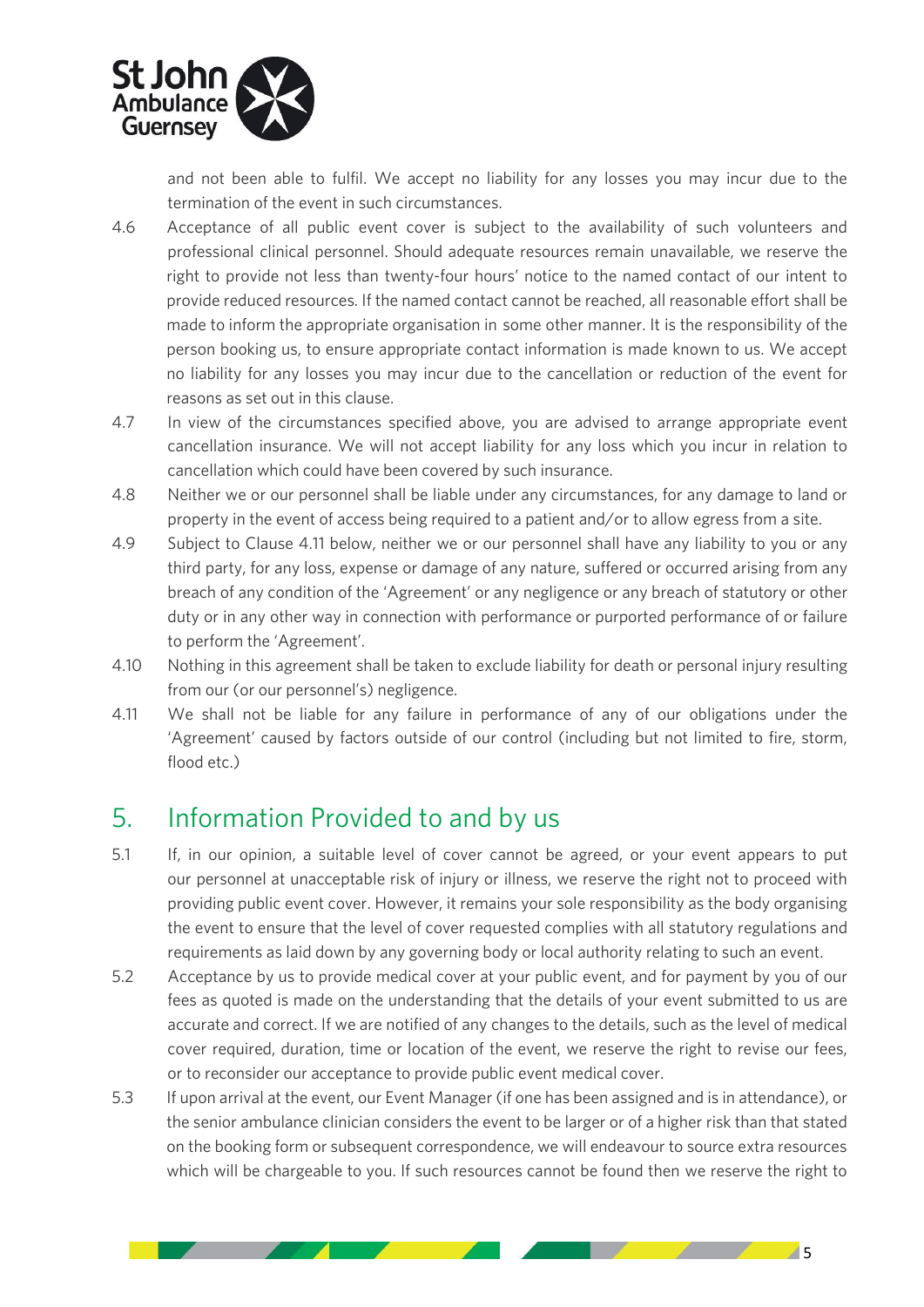and not been able to fulfil. We accept no liability for any losses you may incur due to the termination of the event in such circumstances.

4.6 Acceptance of all public event cover is subject to the availability of such volunteers and professional clinical personnel. Should adequate resources remain unavailable, we reserve the right to provide not less than twenty-four hours' notice to the named contact of our intent to provide reduced resources. If the named contact cannot be reached, all reasonable effort shall be made to inform the appropriate organisation in some other manner. It is the responsibility of the person booking us, to ensure appropriate contact information is made known to us. We accept no liability for any losses you may incur due to the cancellation or reduction of the event for reasons as set out in this clause.

4.7 In view of the circumstances specified above, you are advised to arrange appropriate event cancellation insurance. We will not accept liability for any loss which you incur in relation to cancellation which could have been covered by such insurance.

4.8 Neither we or our personnel shall be liable under any circumstances, for any damage to land or property in the event of access being required to a patient and/or to allow egress from a site.

4.9 Subject to Clause 4.11 below, neither we or our personnel shall have any liability to you or any third party, for any loss, expense or damage of any nature, suffered or occurred arising from any breach of any condition of the 'Agreement' or any negligence or any breach of statutory or other duty or in any other way in connection with performance or purported performance of or failure to perform the 'Agreement'.

4.10 Nothing in this agreement shall be taken to exclude liability for death or personal injury resulting from our (or our personnel's) negligence.

4.11 We shall not be liable for any failure in performance of any of our obligations under the 'Agreement' caused by factors outside of our control (including but not limited to fire, storm, flood etc.)

## 5. Information Provided to and by us

5.1 If, in our opinion, a suitable level of cover cannot be agreed, or your event appears to put our personnel at unacceptable risk of injury or illness, we reserve the right not to proceed with providing public event cover. However, it remains your sole responsibility as the body organising the event to ensure that the level of cover requested complies with all statutory regulations and requirements as laid down by any governing body or local authority relating to such an event.

5.2 Acceptance by us to provide medical cover at your public event, and for payment by you of our fees as quoted is made on the understanding that the details of your event submitted to us are accurate and correct. If we are notified of any changes to the details, such as the level of medical cover required, duration, time or location of the event, we reserve the right to revise our fees, or to reconsider our acceptance to provide public event medical cover.

5.3 If upon arrival at the event, our Event Manager (if one has been assigned and is in attendance), or the senior ambulance clinician considers the event to be larger or of a higher risk than that stated on the booking form or subsequent correspondence, we will endeavour to source extra resources which will be chargeable to you. If such resources cannot be found then we reserve the right to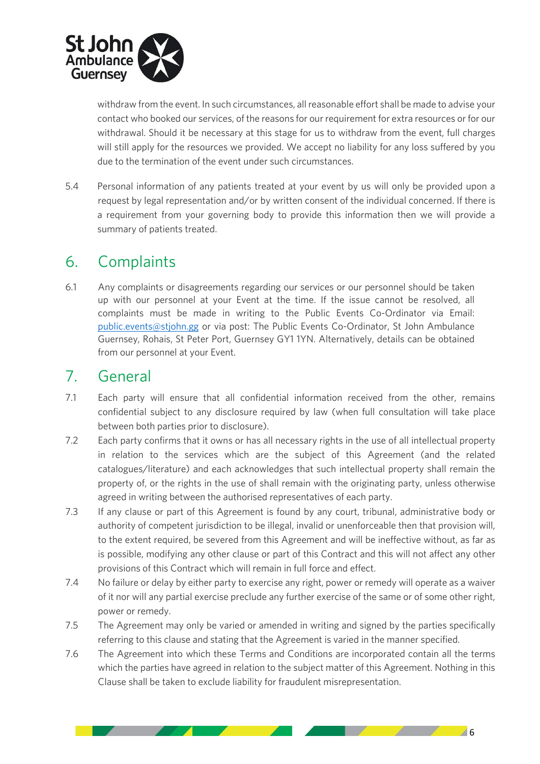withdraw from the event. In such circumstances, all reasonable effort shall be made to advise your contact who booked our services, of the reasons for our requirement for extra resources or for our withdrawal. Should it be necessary at this stage for us to withdraw from the event, full charges will still apply for the resources we provided. We accept no liability for any loss suffered by you due to the termination of the event under such circumstances.

5.4 Personal information of any patients treated at your event by us will only be provided upon a request by legal representation and/or by written consent of the individual concerned. If there is a requirement from your governing body to provide this information then we will provide a summary of patients treated.

## 6. Complaints

6.1 Any complaints or disagreements regarding our services or our personnel should be taken up with our personnel at your Event at the time. If the issue cannot be resolved, all complaints must be made in writing to the Public Events Co-Ordinator via Email: public.events@stjohn.gg or via post: The Public Events Co-Ordinator, St John Ambulance Guernsey, Rohais, St Peter Port, Guernsey GY1 1YN. Alternatively, details can be obtained from our personnel at your Event.

## 7. General

7.1 Each party will ensure that all confidential information received from the other, remains confidential subject to any disclosure required by law (when full consultation will take place between both parties prior to disclosure).

7.2 Each party confirms that it owns or has all necessary rights in the use of all intellectual property in relation to the services which are the subject of this Agreement (and the related catalogues/literature) and each acknowledges that such intellectual property shall remain the property of, or the rights in the use of shall remain with the originating party, unless otherwise agreed in writing between the authorised representatives of each party.

7.3 If any clause or part of this Agreement is found by any court, tribunal, administrative body or authority of competent jurisdiction to be illegal, invalid or unenforceable then that provision will, to the extent required, be severed from this Agreement and will be ineffective without, as far as is possible, modifying any other clause or part of this Contract and this will not affect any other provisions of this Contract which will remain in full force and effect.

7.4 No failure or delay by either party to exercise any right, power or remedy will operate as a waiver of it nor will any partial exercise preclude any further exercise of the same or of some other right, power or remedy.

7.5 The Agreement may only be varied or amended in writing and signed by the parties specifically referring to this clause and stating that the Agreement is varied in the manner specified.

7.6 The Agreement into which these Terms and Conditions are incorporated contain all the terms which the parties have agreed in relation to the subject matter of this Agreement. Nothing in this Clause shall be taken to exclude liability for fraudulent misrepresentation.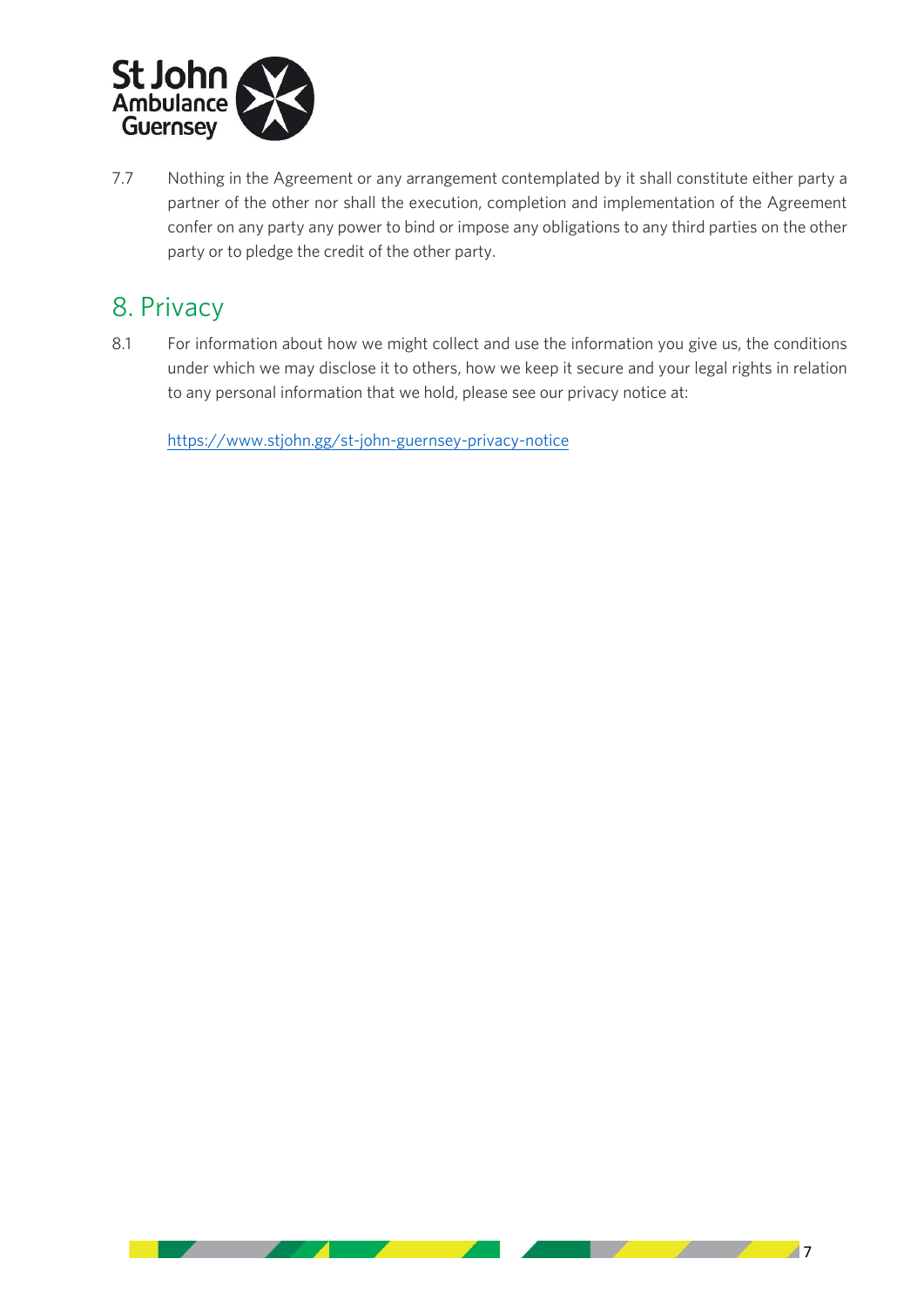7.7 Nothing in the Agreement or any arrangement contemplated by it shall constitute either party a partner of the other nor shall the execution, completion and implementation of the Agreement confer on any party any power to bind or impose any obligations to any third parties on the other party or to pledge the credit of the other party.

## 8. Privacy

8.1 For information about how we might collect and use the information you give us, the conditions under which we may disclose it to others, how we keep it secure and your legal rights in relation to any personal information that we hold, please see our privacy notice at:

https://www.stjohn.gg/st-john-guernsey-privacy-notice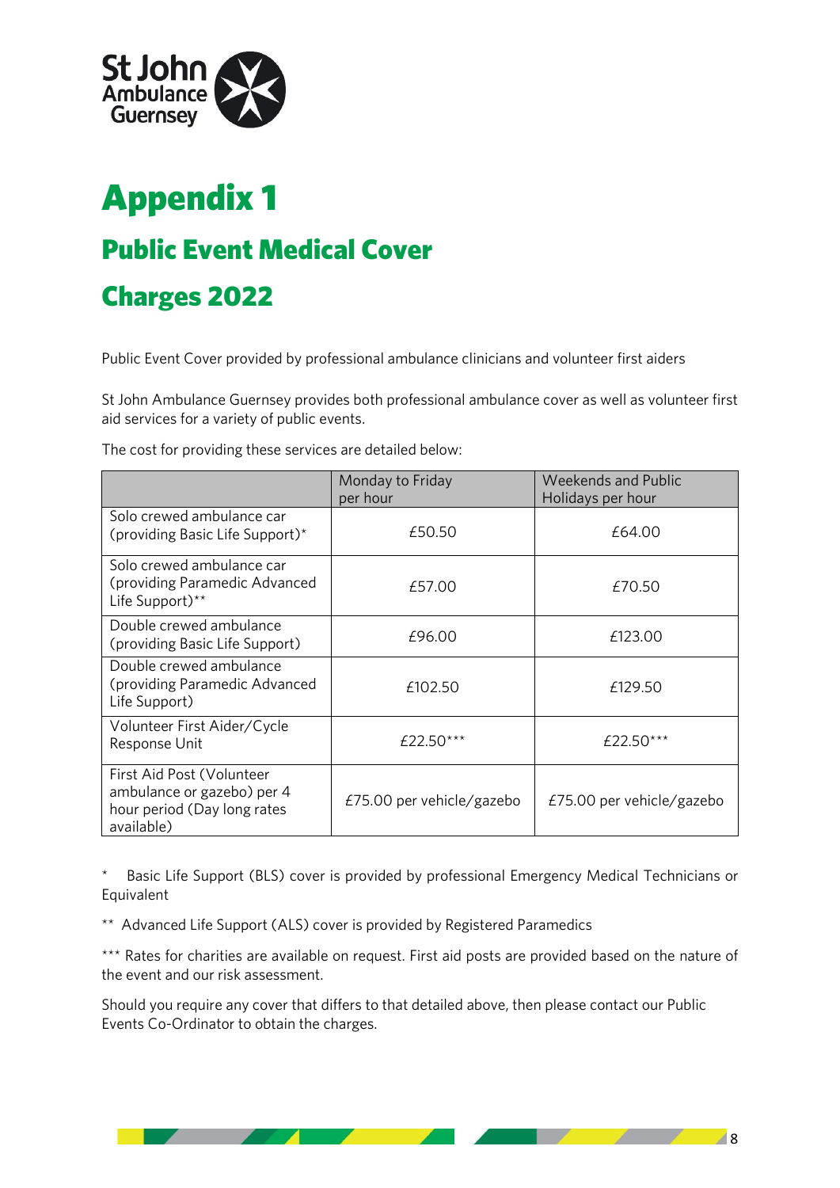# Appendix 1

## Public Event Medical Cover

## Charges 2022

Public Event Cover provided by professional ambulance clinicians and volunteer first aiders

St John Ambulance Guernsey provides both professional ambulance cover as well as volunteer first aid services for a variety of public events.

The cost for providing these services are detailed below:

| | Monday to Friday per hour | Weekends and Public Holidays per hour |
|---|---|---|
| Solo crewed ambulance car (providing Basic Life Support)* | £50.50 | £64.00 |
| Solo crewed ambulance car (providing Paramedic Advanced Life Support)** | £57.00 | £70.50 |
| Double crewed ambulance (providing Basic Life Support) | £96.00 | £123.00 |
| Double crewed ambulance (providing Paramedic Advanced Life Support) | £102.50 | £129.50 |
| Volunteer First Aider/Cycle Response Unit | £22.50*** | £22.50*** |
| First Aid Post (Volunteer ambulance or gazebo) per 4 hour period (Day long rates available) | £75.00 per vehicle/gazebo | £75.00 per vehicle/gazebo |

\* Basic Life Support (BLS) cover is provided by professional Emergency Medical Technicians or Equivalent

** Advanced Life Support (ALS) cover is provided by Registered Paramedics

*** Rates for charities are available on request. First aid posts are provided based on the nature of the event and our risk assessment.

Should you require any cover that differs to that detailed above, then please contact our Public Events Co-Ordinator to obtain the charges.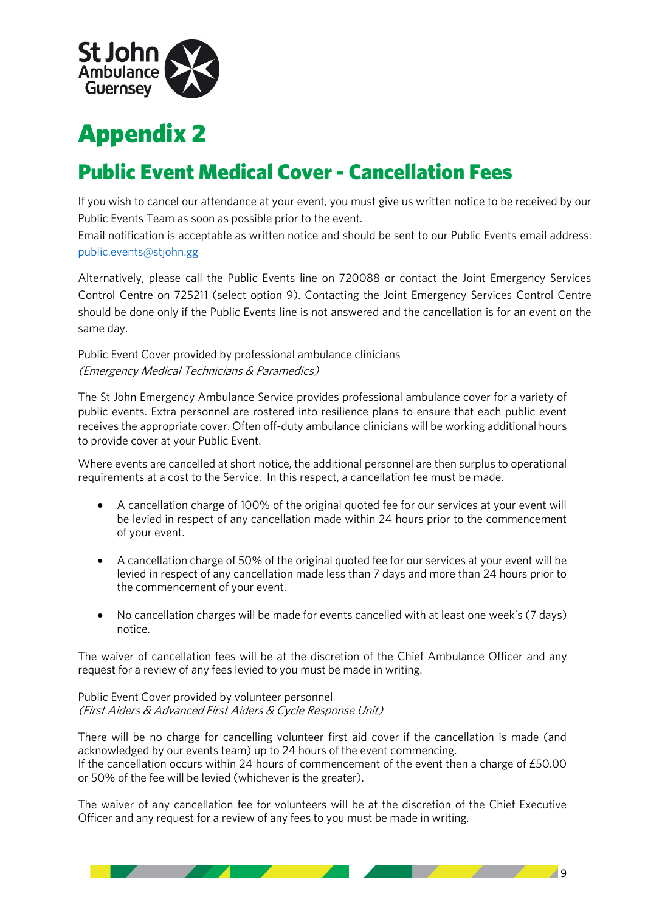# Appendix 2

## Public Event Medical Cover - Cancellation Fees

If you wish to cancel our attendance at your event, you must give us written notice to be received by our Public Events Team as soon as possible prior to the event.
Email notification is acceptable as written notice and should be sent to our Public Events email address: public.events@stjohn.gg

Alternatively, please call the Public Events line on 720088 or contact the Joint Emergency Services Control Centre on 725211 (select option 9). Contacting the Joint Emergency Services Control Centre should be done only if the Public Events line is not answered and the cancellation is for an event on the same day.

Public Event Cover provided by professional ambulance clinicians
*(Emergency Medical Technicians & Paramedics)*

The St John Emergency Ambulance Service provides professional ambulance cover for a variety of public events. Extra personnel are rostered into resilience plans to ensure that each public event receives the appropriate cover. Often off-duty ambulance clinicians will be working additional hours to provide cover at your Public Event.

Where events are cancelled at short notice, the additional personnel are then surplus to operational requirements at a cost to the Service. In this respect, a cancellation fee must be made.

- A cancellation charge of 100% of the original quoted fee for our services at your event will be levied in respect of any cancellation made within 24 hours prior to the commencement of your event.
- A cancellation charge of 50% of the original quoted fee for our services at your event will be levied in respect of any cancellation made less than 7 days and more than 24 hours prior to the commencement of your event.
- No cancellation charges will be made for events cancelled with at least one week's (7 days) notice.

The waiver of cancellation fees will be at the discretion of the Chief Ambulance Officer and any request for a review of any fees levied to you must be made in writing.

Public Event Cover provided by volunteer personnel
*(First Aiders & Advanced First Aiders & Cycle Response Unit)*

There will be no charge for cancelling volunteer first aid cover if the cancellation is made (and acknowledged by our events team) up to 24 hours of the event commencing.
If the cancellation occurs within 24 hours of commencement of the event then a charge of £50.00 or 50% of the fee will be levied (whichever is the greater).

The waiver of any cancellation fee for volunteers will be at the discretion of the Chief Executive Officer and any request for a review of any fees to you must be made in writing.